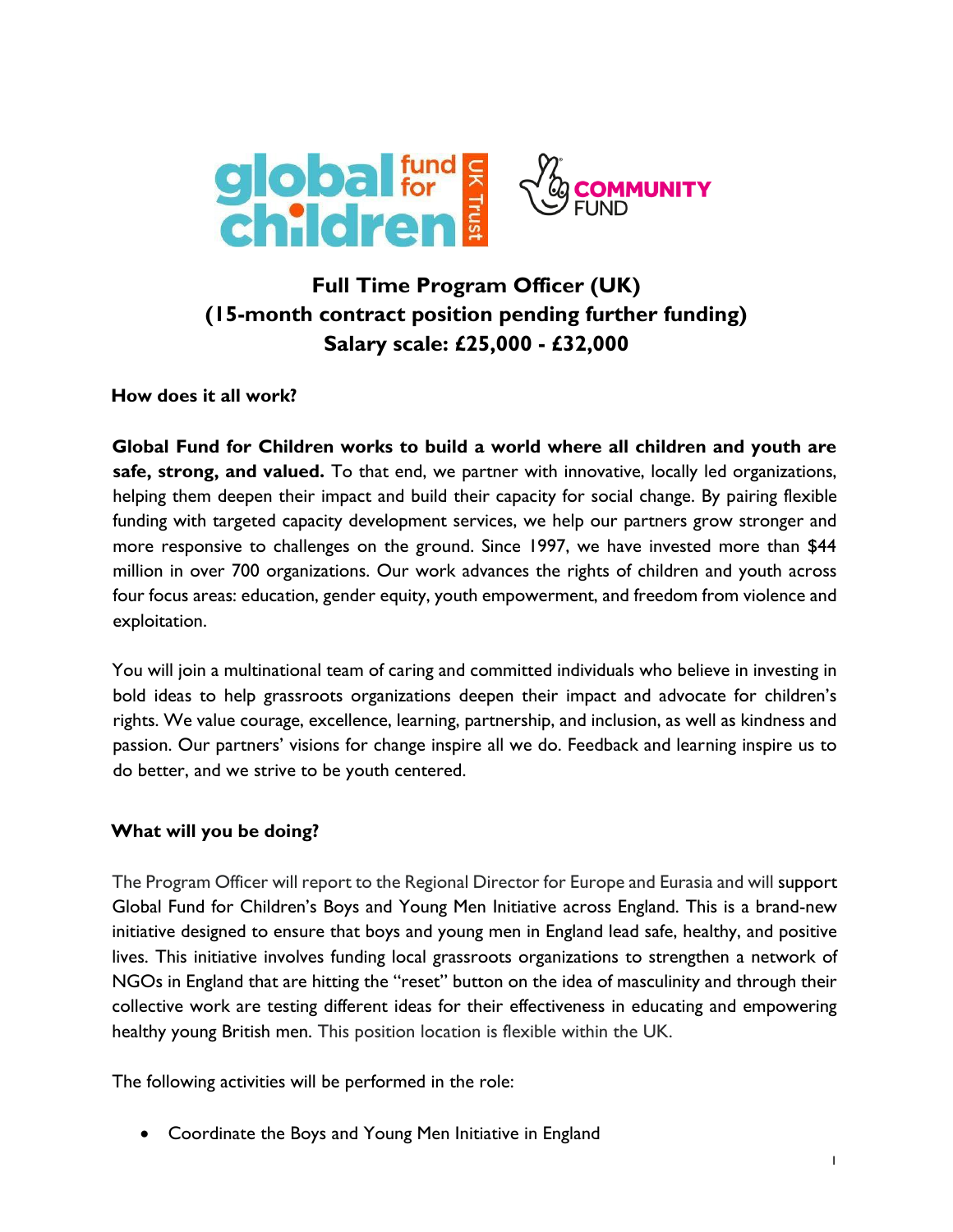# Full Time Program Officer (UK)
# (15-month contract position pending further funding)
# Salary scale: £25,000 - £32,000

## How does it all work?

**Global Fund for Children works to build a world where all children and youth are safe, strong, and valued.** To that end, we partner with innovative, locally led organizations, helping them deepen their impact and build their capacity for social change. By pairing flexible funding with targeted capacity development services, we help our partners grow stronger and more responsive to challenges on the ground. Since 1997, we have invested more than $44 million in over 700 organizations. Our work advances the rights of children and youth across four focus areas: education, gender equity, youth empowerment, and freedom from violence and exploitation.

You will join a multinational team of caring and committed individuals who believe in investing in bold ideas to help grassroots organizations deepen their impact and advocate for children's rights. We value courage, excellence, learning, partnership, and inclusion, as well as kindness and passion. Our partners' visions for change inspire all we do. Feedback and learning inspire us to do better, and we strive to be youth centered.

## What will you be doing?

The Program Officer will report to the Regional Director for Europe and Eurasia and will support Global Fund for Children's Boys and Young Men Initiative across England. This is a brand-new initiative designed to ensure that boys and young men in England lead safe, healthy, and positive lives. This initiative involves funding local grassroots organizations to strengthen a network of NGOs in England that are hitting the "reset" button on the idea of masculinity and through their collective work are testing different ideas for their effectiveness in educating and empowering healthy young British men. This position location is flexible within the UK.

The following activities will be performed in the role:

- Coordinate the Boys and Young Men Initiative in England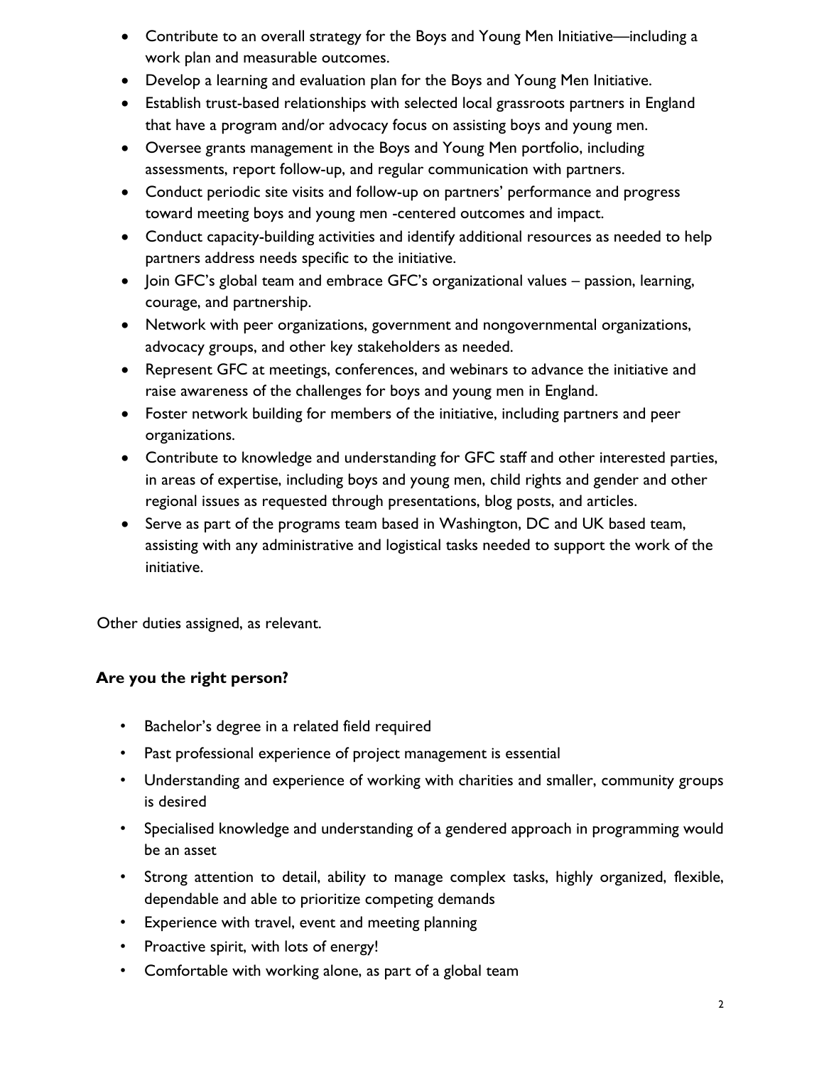- Contribute to an overall strategy for the Boys and Young Men Initiative—including a work plan and measurable outcomes.
- Develop a learning and evaluation plan for the Boys and Young Men Initiative.
- Establish trust-based relationships with selected local grassroots partners in England that have a program and/or advocacy focus on assisting boys and young men.
- Oversee grants management in the Boys and Young Men portfolio, including assessments, report follow-up, and regular communication with partners.
- Conduct periodic site visits and follow-up on partners' performance and progress toward meeting boys and young men -centered outcomes and impact.
- Conduct capacity-building activities and identify additional resources as needed to help partners address needs specific to the initiative.
- Join GFC's global team and embrace GFC's organizational values – passion, learning, courage, and partnership.
- Network with peer organizations, government and nongovernmental organizations, advocacy groups, and other key stakeholders as needed.
- Represent GFC at meetings, conferences, and webinars to advance the initiative and raise awareness of the challenges for boys and young men in England.
- Foster network building for members of the initiative, including partners and peer organizations.
- Contribute to knowledge and understanding for GFC staff and other interested parties, in areas of expertise, including boys and young men, child rights and gender and other regional issues as requested through presentations, blog posts, and articles.
- Serve as part of the programs team based in Washington, DC and UK based team, assisting with any administrative and logistical tasks needed to support the work of the initiative.

Other duties assigned, as relevant.

**Are you the right person?**

- Bachelor's degree in a related field required
- Past professional experience of project management is essential
- Understanding and experience of working with charities and smaller, community groups is desired
- Specialised knowledge and understanding of a gendered approach in programming would be an asset
- Strong attention to detail, ability to manage complex tasks, highly organized, flexible, dependable and able to prioritize competing demands
- Experience with travel, event and meeting planning
- Proactive spirit, with lots of energy!
- Comfortable with working alone, as part of a global team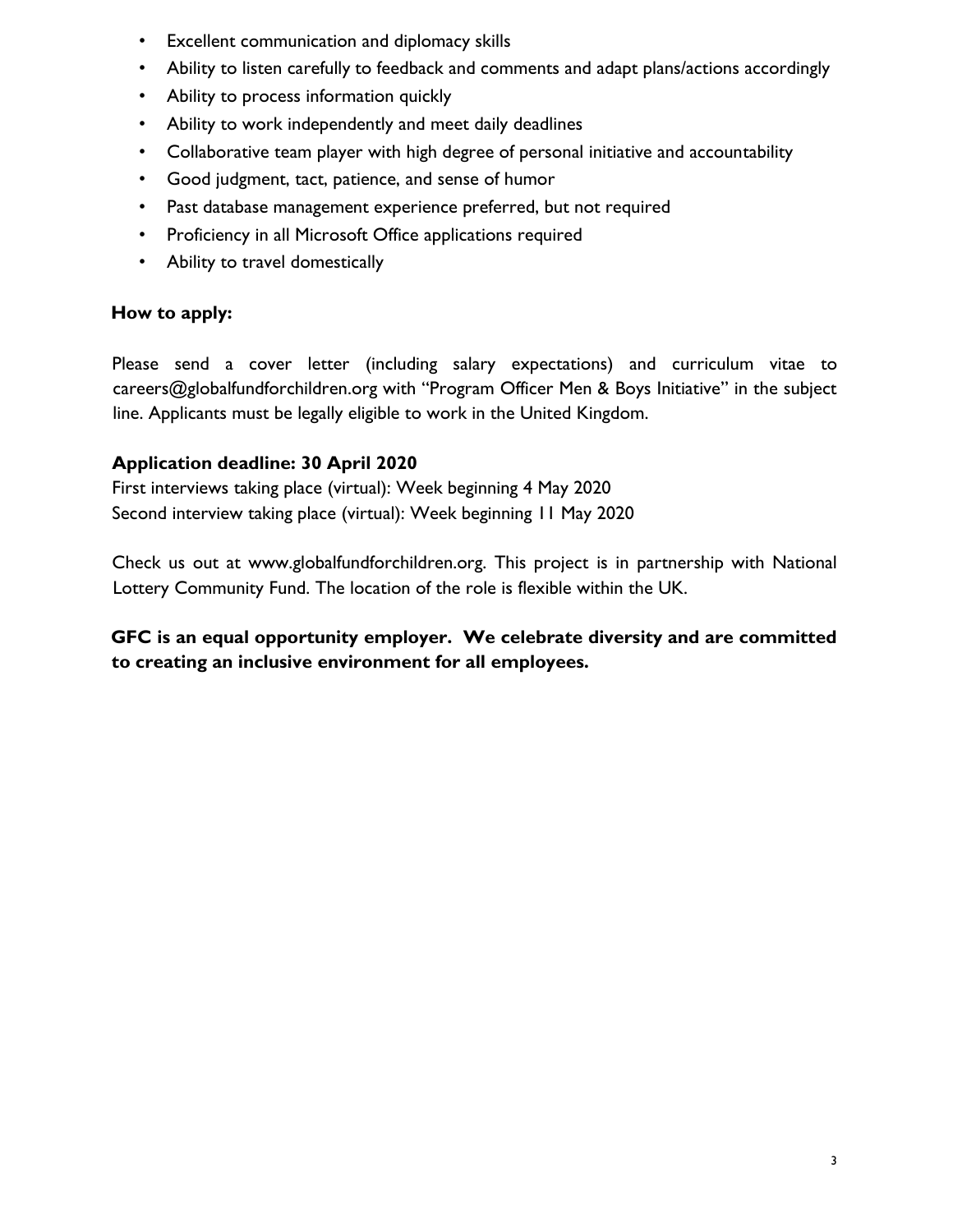- Excellent communication and diplomacy skills
- Ability to listen carefully to feedback and comments and adapt plans/actions accordingly
- Ability to process information quickly
- Ability to work independently and meet daily deadlines
- Collaborative team player with high degree of personal initiative and accountability
- Good judgment, tact, patience, and sense of humor
- Past database management experience preferred, but not required
- Proficiency in all Microsoft Office applications required
- Ability to travel domestically

**How to apply:**

Please send a cover letter (including salary expectations) and curriculum vitae to careers@globalfundforchildren.org with "Program Officer Men & Boys Initiative" in the subject line. Applicants must be legally eligible to work in the United Kingdom.

**Application deadline: 30 April 2020**

First interviews taking place (virtual): Week beginning 4 May 2020
Second interview taking place (virtual): Week beginning 11 May 2020

Check us out at www.globalfundforchildren.org. This project is in partnership with National Lottery Community Fund. The location of the role is flexible within the UK.

**GFC is an equal opportunity employer. We celebrate diversity and are committed to creating an inclusive environment for all employees.**